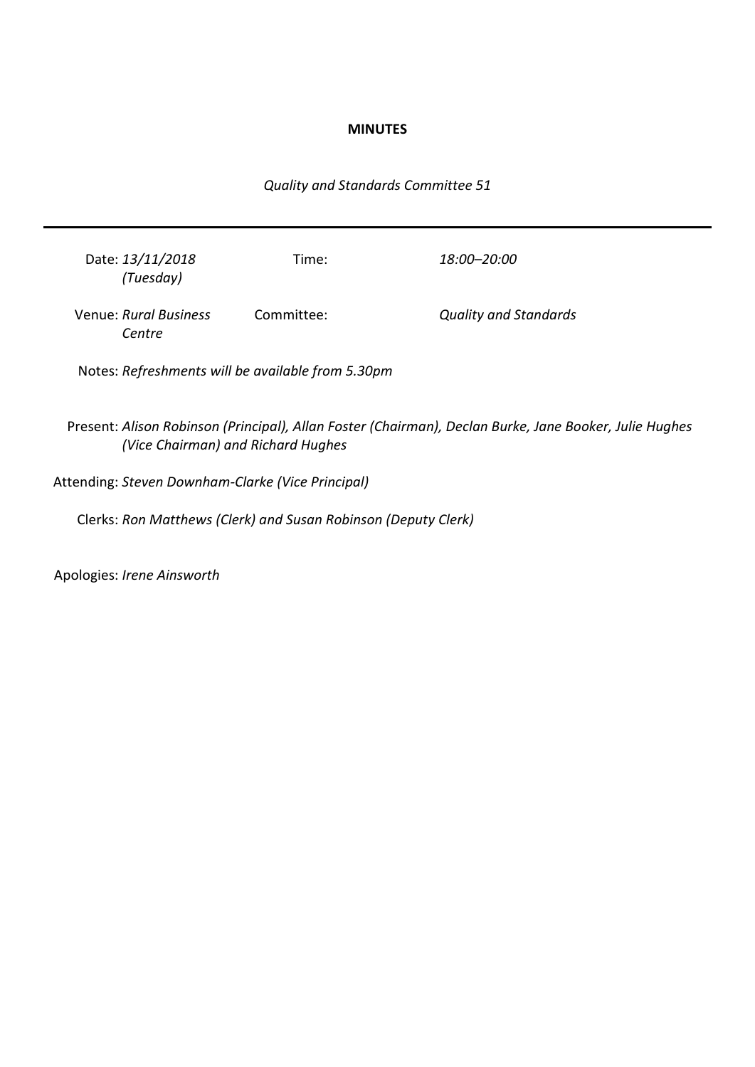**MINUTES**

*Quality and Standards Committee 51*

---

| | | | |
|---|---|---|---|
| Date: | *13/11/2018 (Tuesday)* | Time: | *18:00–20:00* |
| Venue: | *Rural Business Centre* | Committee: | *Quality and Standards* |

Notes: *Refreshments will be available from 5.30pm*

Present: *Alison Robinson (Principal), Allan Foster (Chairman), Declan Burke, Jane Booker, Julie Hughes (Vice Chairman) and Richard Hughes*

Attending: *Steven Downham-Clarke (Vice Principal)*

Clerks: *Ron Matthews (Clerk) and Susan Robinson (Deputy Clerk)*

Apologies: *Irene Ainsworth*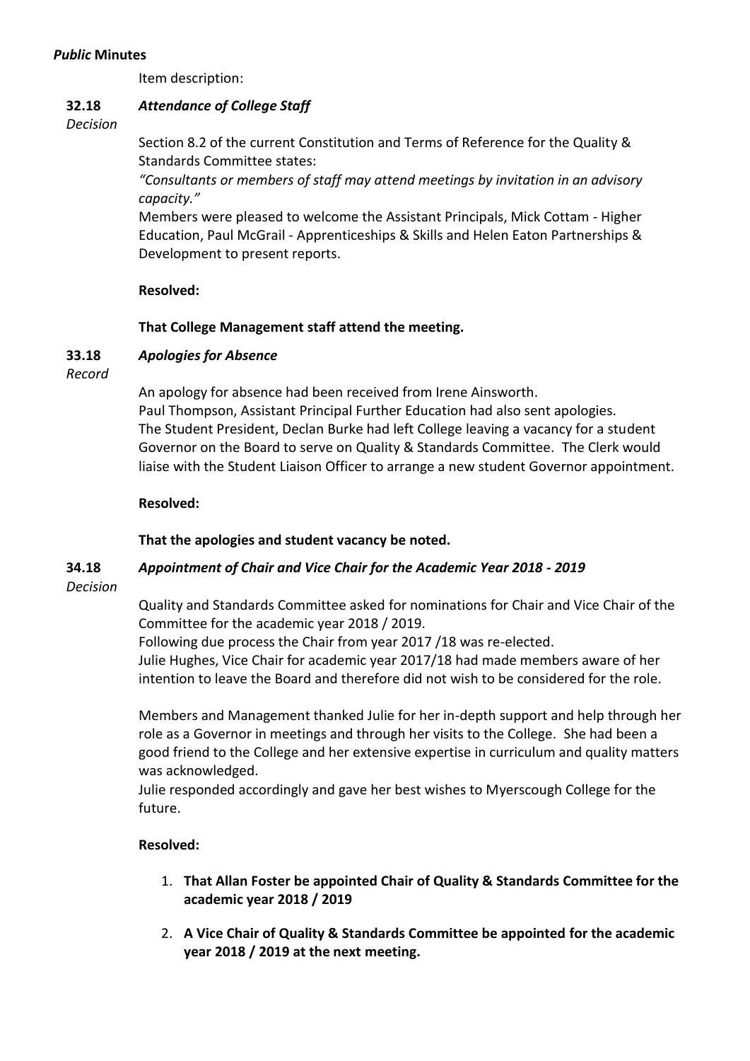***Public* Minutes**

Item description:

**32.18** ***Attendance of College Staff***

*Decision*

Section 8.2 of the current Constitution and Terms of Reference for the Quality & Standards Committee states:

*"Consultants or members of staff may attend meetings by invitation in an advisory capacity."*

Members were pleased to welcome the Assistant Principals, Mick Cottam - Higher Education, Paul McGrail - Apprenticeships & Skills and Helen Eaton Partnerships & Development to present reports.

**Resolved:**

**That College Management staff attend the meeting.**

**33.18** ***Apologies for Absence***

*Record*

An apology for absence had been received from Irene Ainsworth.

Paul Thompson, Assistant Principal Further Education had also sent apologies.

The Student President, Declan Burke had left College leaving a vacancy for a student Governor on the Board to serve on Quality & Standards Committee. The Clerk would liaise with the Student Liaison Officer to arrange a new student Governor appointment.

**Resolved:**

**That the apologies and student vacancy be noted.**

**34.18** ***Appointment of Chair and Vice Chair for the Academic Year 2018 - 2019***

*Decision*

Quality and Standards Committee asked for nominations for Chair and Vice Chair of the Committee for the academic year 2018 / 2019.

Following due process the Chair from year 2017 /18 was re-elected.

Julie Hughes, Vice Chair for academic year 2017/18 had made members aware of her intention to leave the Board and therefore did not wish to be considered for the role.

Members and Management thanked Julie for her in-depth support and help through her role as a Governor in meetings and through her visits to the College. She had been a good friend to the College and her extensive expertise in curriculum and quality matters was acknowledged.

Julie responded accordingly and gave her best wishes to Myerscough College for the future.

**Resolved:**

1. **That Allan Foster be appointed Chair of Quality & Standards Committee for the academic year 2018 / 2019**
2. **A Vice Chair of Quality & Standards Committee be appointed for the academic year 2018 / 2019 at the next meeting.**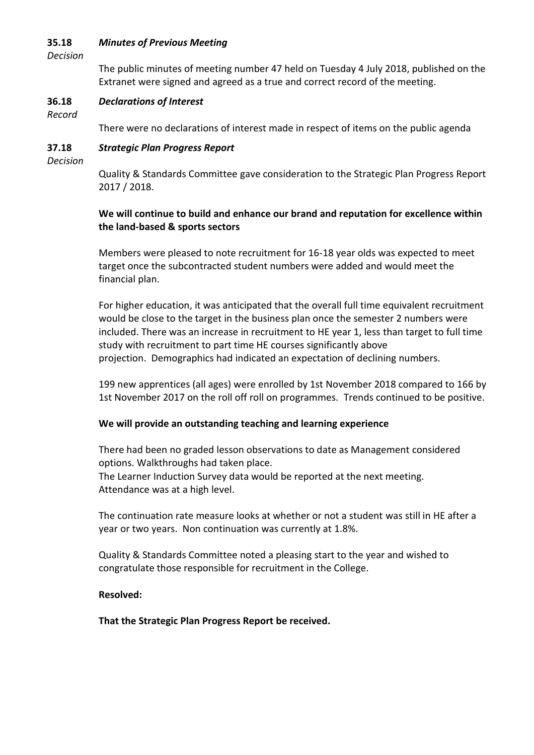**35.18** ***Minutes of Previous Meeting***

*Decision*

The public minutes of meeting number 47 held on Tuesday 4 July 2018, published on the Extranet were signed and agreed as a true and correct record of the meeting.

**36.18** ***Declarations of Interest***

*Record*

There were no declarations of interest made in respect of items on the public agenda

**37.18** ***Strategic Plan Progress Report***

*Decision*

Quality & Standards Committee gave consideration to the Strategic Plan Progress Report 2017 / 2018.

**We will continue to build and enhance our brand and reputation for excellence within the land-based & sports sectors**

Members were pleased to note recruitment for 16-18 year olds was expected to meet target once the subcontracted student numbers were added and would meet the financial plan.

For higher education, it was anticipated that the overall full time equivalent recruitment would be close to the target in the business plan once the semester 2 numbers were included. There was an increase in recruitment to HE year 1, less than target to full time study with recruitment to part time HE courses significantly above projection. Demographics had indicated an expectation of declining numbers.

199 new apprentices (all ages) were enrolled by 1st November 2018 compared to 166 by 1st November 2017 on the roll off roll on programmes. Trends continued to be positive.

**We will provide an outstanding teaching and learning experience**

There had been no graded lesson observations to date as Management considered options. Walkthroughs had taken place.
The Learner Induction Survey data would be reported at the next meeting.
Attendance was at a high level.

The continuation rate measure looks at whether or not a student was still in HE after a year or two years. Non continuation was currently at 1.8%.

Quality & Standards Committee noted a pleasing start to the year and wished to congratulate those responsible for recruitment in the College.

**Resolved:**

**That the Strategic Plan Progress Report be received.**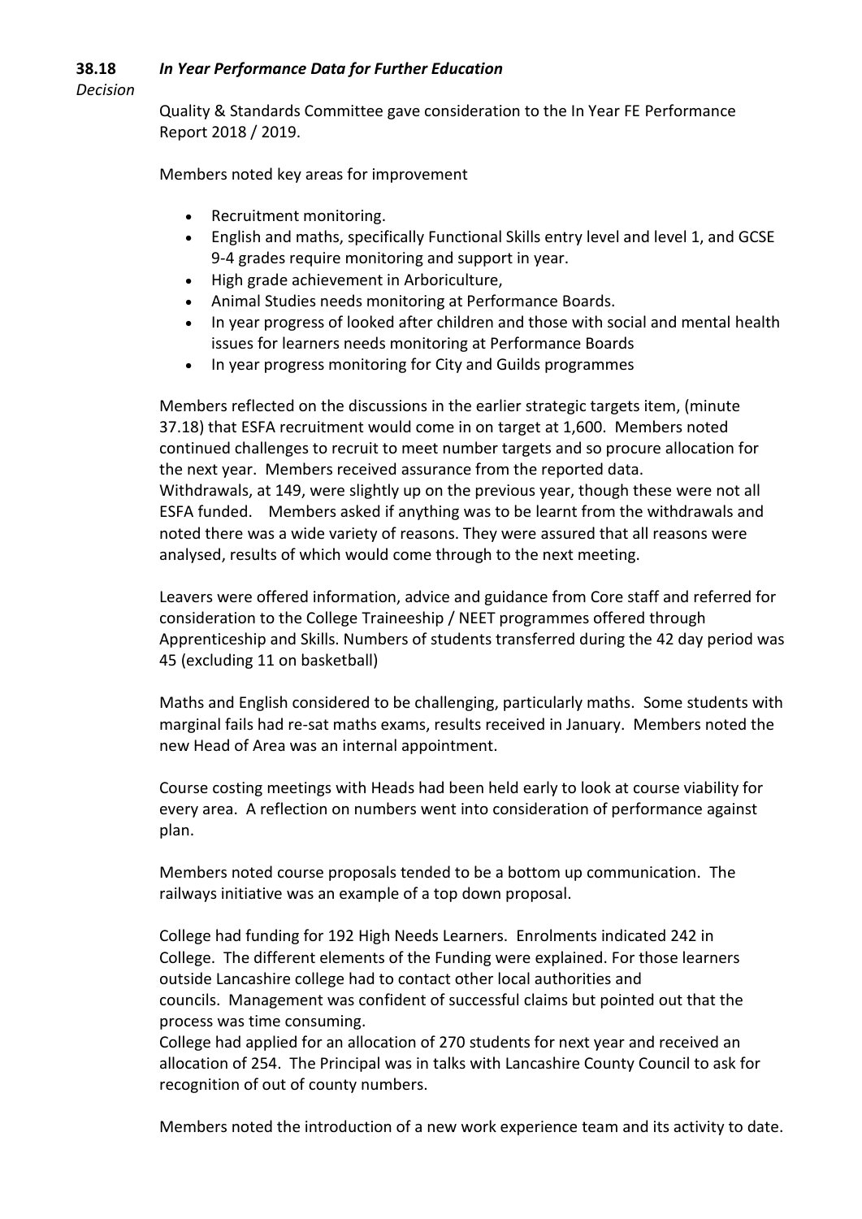**38.18** ***In Year Performance Data for Further Education***

*Decision*

Quality & Standards Committee gave consideration to the In Year FE Performance Report 2018 / 2019.

Members noted key areas for improvement

- Recruitment monitoring.
- English and maths, specifically Functional Skills entry level and level 1, and GCSE 9-4 grades require monitoring and support in year.
- High grade achievement in Arboriculture,
- Animal Studies needs monitoring at Performance Boards.
- In year progress of looked after children and those with social and mental health issues for learners needs monitoring at Performance Boards
- In year progress monitoring for City and Guilds programmes

Members reflected on the discussions in the earlier strategic targets item, (minute 37.18) that ESFA recruitment would come in on target at 1,600. Members noted continued challenges to recruit to meet number targets and so procure allocation for the next year. Members received assurance from the reported data.
Withdrawals, at 149, were slightly up on the previous year, though these were not all ESFA funded. Members asked if anything was to be learnt from the withdrawals and noted there was a wide variety of reasons. They were assured that all reasons were analysed, results of which would come through to the next meeting.

Leavers were offered information, advice and guidance from Core staff and referred for consideration to the College Traineeship / NEET programmes offered through Apprenticeship and Skills. Numbers of students transferred during the 42 day period was 45 (excluding 11 on basketball)

Maths and English considered to be challenging, particularly maths. Some students with marginal fails had re-sat maths exams, results received in January. Members noted the new Head of Area was an internal appointment.

Course costing meetings with Heads had been held early to look at course viability for every area. A reflection on numbers went into consideration of performance against plan.

Members noted course proposals tended to be a bottom up communication. The railways initiative was an example of a top down proposal.

College had funding for 192 High Needs Learners. Enrolments indicated 242 in College. The different elements of the Funding were explained. For those learners outside Lancashire college had to contact other local authorities and councils. Management was confident of successful claims but pointed out that the process was time consuming.
College had applied for an allocation of 270 students for next year and received an allocation of 254. The Principal was in talks with Lancashire County Council to ask for recognition of out of county numbers.

Members noted the introduction of a new work experience team and its activity to date.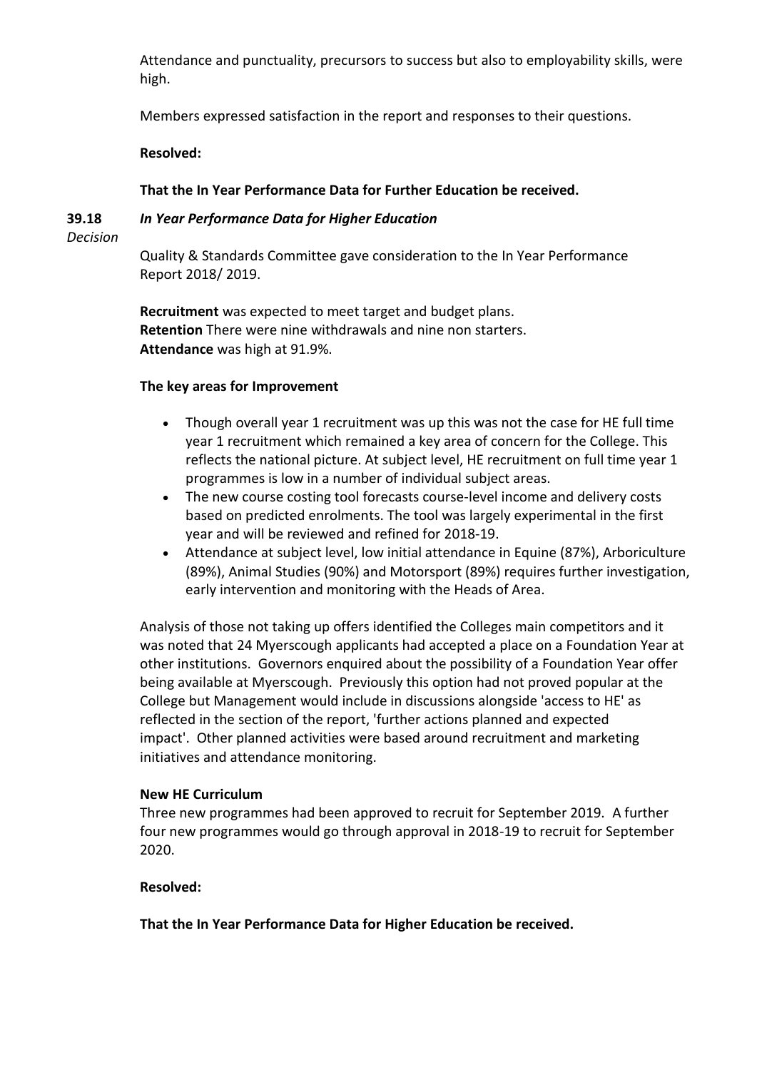Attendance and punctuality, precursors to success but also to employability skills, were high.

Members expressed satisfaction in the report and responses to their questions.

**Resolved:**

**That the In Year Performance Data for Further Education be received.**

**39.18** ***In Year Performance Data for Higher Education***

*Decision*

Quality & Standards Committee gave consideration to the In Year Performance Report 2018/ 2019.

**Recruitment** was expected to meet target and budget plans.
**Retention** There were nine withdrawals and nine non starters.
**Attendance** was high at 91.9%.

**The key areas for Improvement**

- Though overall year 1 recruitment was up this was not the case for HE full time year 1 recruitment which remained a key area of concern for the College. This reflects the national picture. At subject level, HE recruitment on full time year 1 programmes is low in a number of individual subject areas.
- The new course costing tool forecasts course-level income and delivery costs based on predicted enrolments. The tool was largely experimental in the first year and will be reviewed and refined for 2018-19.
- Attendance at subject level, low initial attendance in Equine (87%), Arboriculture (89%), Animal Studies (90%) and Motorsport (89%) requires further investigation, early intervention and monitoring with the Heads of Area.

Analysis of those not taking up offers identified the Colleges main competitors and it was noted that 24 Myerscough applicants had accepted a place on a Foundation Year at other institutions. Governors enquired about the possibility of a Foundation Year offer being available at Myerscough. Previously this option had not proved popular at the College but Management would include in discussions alongside 'access to HE' as reflected in the section of the report, 'further actions planned and expected impact'. Other planned activities were based around recruitment and marketing initiatives and attendance monitoring.

**New HE Curriculum**
Three new programmes had been approved to recruit for September 2019. A further four new programmes would go through approval in 2018-19 to recruit for September 2020.

**Resolved:**

**That the In Year Performance Data for Higher Education be received.**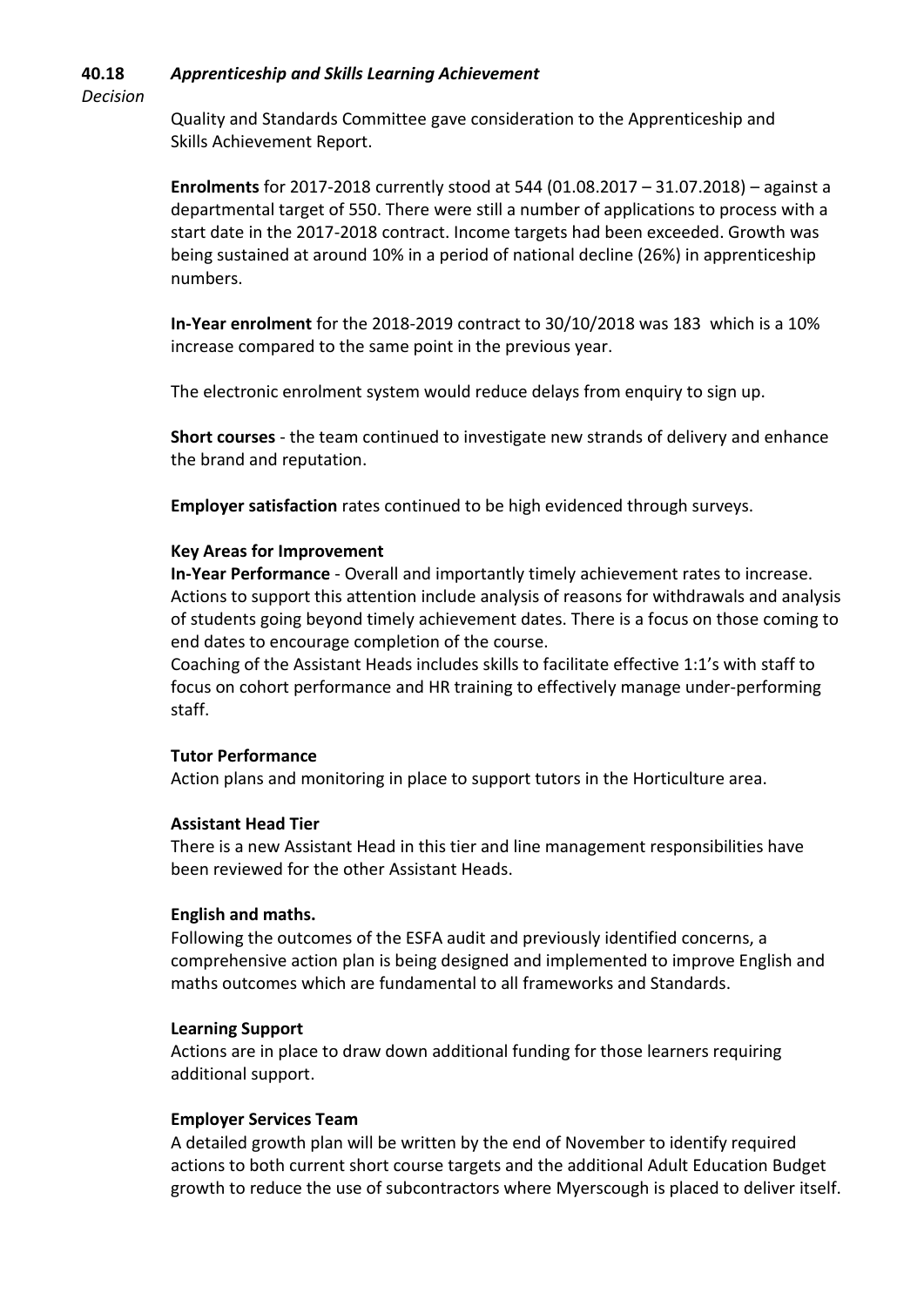**40.18** ***Apprenticeship and Skills Learning Achievement***

*Decision*

Quality and Standards Committee gave consideration to the Apprenticeship and Skills Achievement Report.

**Enrolments** for 2017-2018 currently stood at 544 (01.08.2017 – 31.07.2018) – against a departmental target of 550. There were still a number of applications to process with a start date in the 2017-2018 contract. Income targets had been exceeded. Growth was being sustained at around 10% in a period of national decline (26%) in apprenticeship numbers.

**In-Year enrolment** for the 2018-2019 contract to 30/10/2018 was 183 which is a 10% increase compared to the same point in the previous year.

The electronic enrolment system would reduce delays from enquiry to sign up.

**Short courses** - the team continued to investigate new strands of delivery and enhance the brand and reputation.

**Employer satisfaction** rates continued to be high evidenced through surveys.

**Key Areas for Improvement**

**In-Year Performance** - Overall and importantly timely achievement rates to increase. Actions to support this attention include analysis of reasons for withdrawals and analysis of students going beyond timely achievement dates. There is a focus on those coming to end dates to encourage completion of the course.

Coaching of the Assistant Heads includes skills to facilitate effective 1:1's with staff to focus on cohort performance and HR training to effectively manage under-performing staff.

**Tutor Performance**

Action plans and monitoring in place to support tutors in the Horticulture area.

**Assistant Head Tier**

There is a new Assistant Head in this tier and line management responsibilities have been reviewed for the other Assistant Heads.

**English and maths.**

Following the outcomes of the ESFA audit and previously identified concerns, a comprehensive action plan is being designed and implemented to improve English and maths outcomes which are fundamental to all frameworks and Standards.

**Learning Support**

Actions are in place to draw down additional funding for those learners requiring additional support.

**Employer Services Team**

A detailed growth plan will be written by the end of November to identify required actions to both current short course targets and the additional Adult Education Budget growth to reduce the use of subcontractors where Myerscough is placed to deliver itself.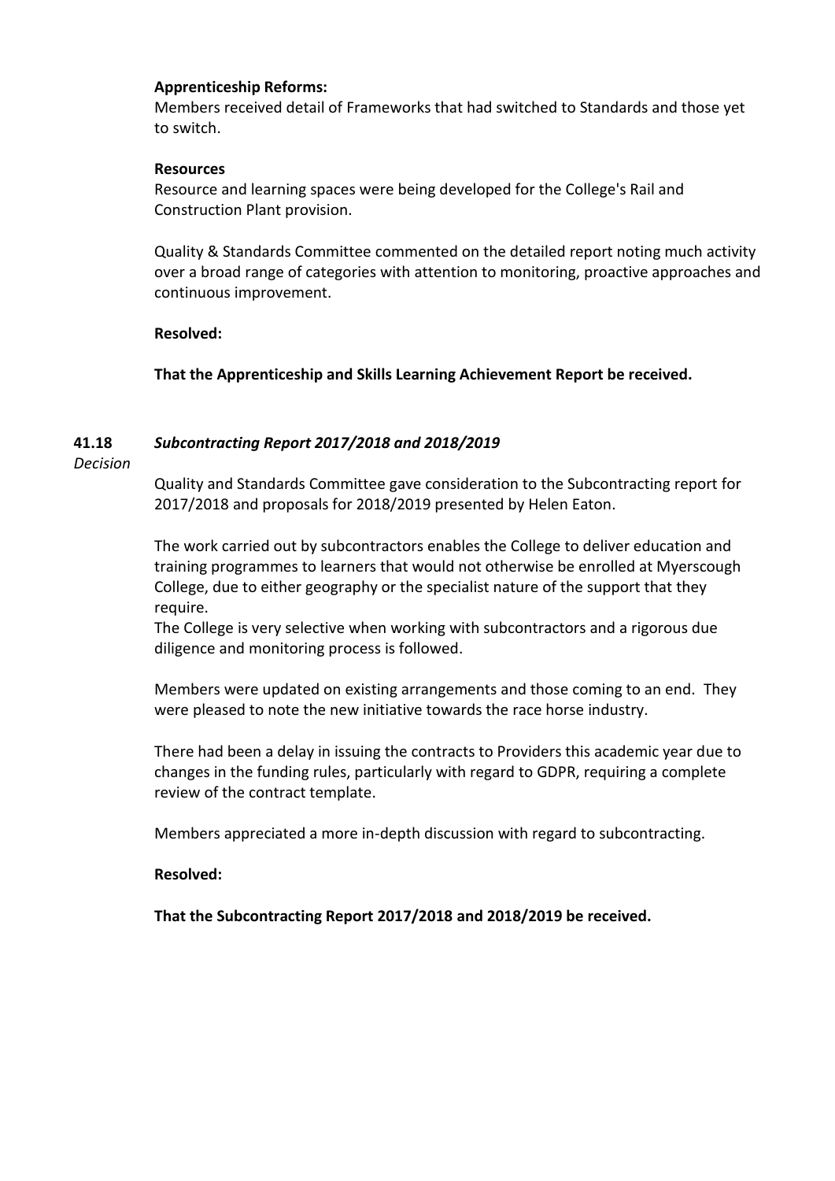**Apprenticeship Reforms:**
Members received detail of Frameworks that had switched to Standards and those yet to switch.

**Resources**
Resource and learning spaces were being developed for the College's Rail and Construction Plant provision.

Quality & Standards Committee commented on the detailed report noting much activity over a broad range of categories with attention to monitoring, proactive approaches and continuous improvement.

**Resolved:**

**That the Apprenticeship and Skills Learning Achievement Report be received.**

**41.18** ***Subcontracting Report 2017/2018 and 2018/2019***
*Decision*

Quality and Standards Committee gave consideration to the Subcontracting report for 2017/2018 and proposals for 2018/2019 presented by Helen Eaton.

The work carried out by subcontractors enables the College to deliver education and training programmes to learners that would not otherwise be enrolled at Myerscough College, due to either geography or the specialist nature of the support that they require.
The College is very selective when working with subcontractors and a rigorous due diligence and monitoring process is followed.

Members were updated on existing arrangements and those coming to an end. They were pleased to note the new initiative towards the race horse industry.

There had been a delay in issuing the contracts to Providers this academic year due to changes in the funding rules, particularly with regard to GDPR, requiring a complete review of the contract template.

Members appreciated a more in-depth discussion with regard to subcontracting.

**Resolved:**

**That the Subcontracting Report 2017/2018 and 2018/2019 be received.**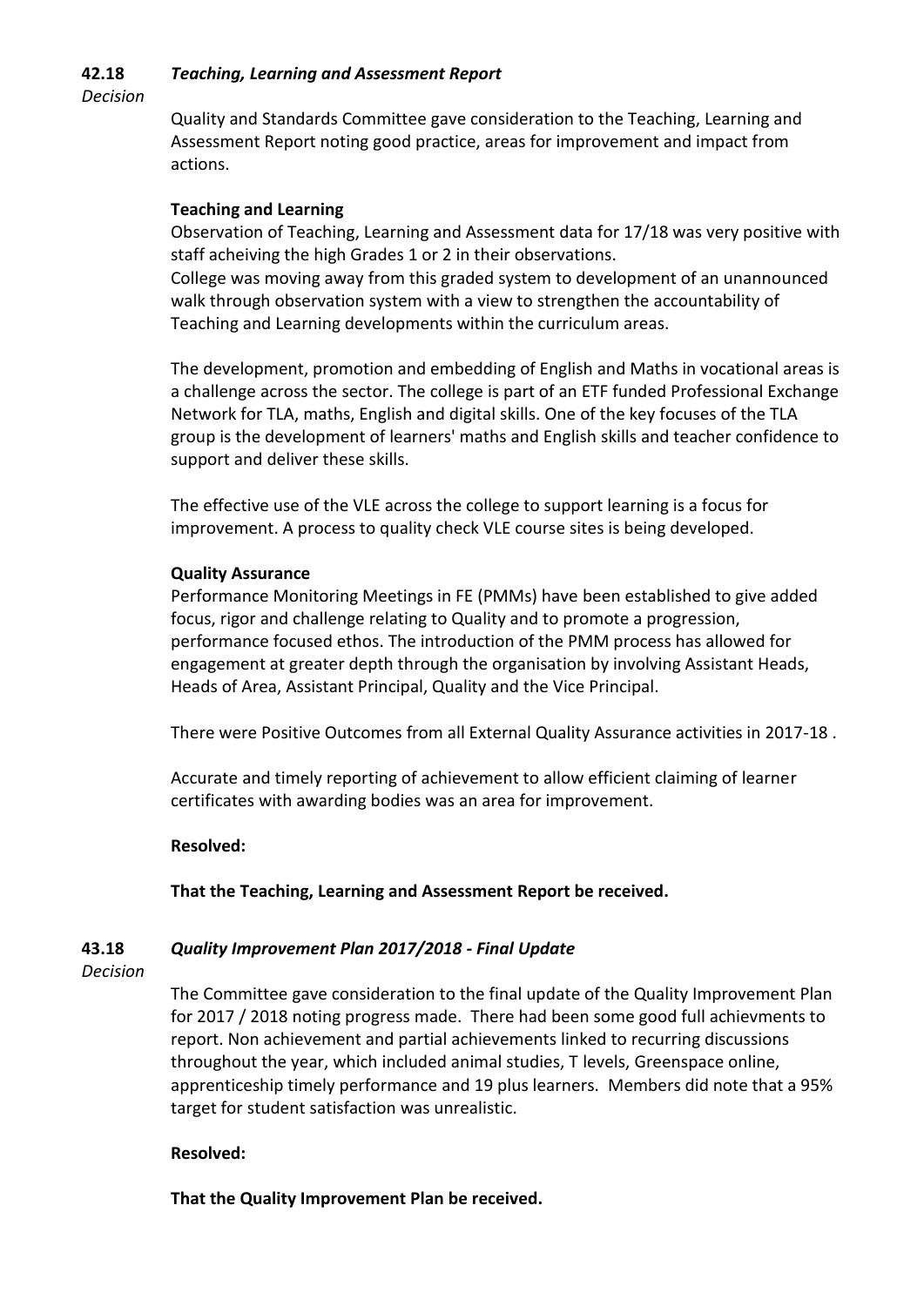**42.18** ***Teaching, Learning and Assessment Report***

*Decision*

Quality and Standards Committee gave consideration to the Teaching, Learning and Assessment Report noting good practice, areas for improvement and impact from actions.

**Teaching and Learning**

Observation of Teaching, Learning and Assessment data for 17/18 was very positive with staff acheiving the high Grades 1 or 2 in their observations.
College was moving away from this graded system to development of an unannounced walk through observation system with a view to strengthen the accountability of Teaching and Learning developments within the curriculum areas.

The development, promotion and embedding of English and Maths in vocational areas is a challenge across the sector. The college is part of an ETF funded Professional Exchange Network for TLA, maths, English and digital skills. One of the key focuses of the TLA group is the development of learners' maths and English skills and teacher confidence to support and deliver these skills.

The effective use of the VLE across the college to support learning is a focus for improvement. A process to quality check VLE course sites is being developed.

**Quality Assurance**

Performance Monitoring Meetings in FE (PMMs) have been established to give added focus, rigor and challenge relating to Quality and to promote a progression, performance focused ethos. The introduction of the PMM process has allowed for engagement at greater depth through the organisation by involving Assistant Heads, Heads of Area, Assistant Principal, Quality and the Vice Principal.

There were Positive Outcomes from all External Quality Assurance activities in 2017-18 .

Accurate and timely reporting of achievement to allow efficient claiming of learner certificates with awarding bodies was an area for improvement.

**Resolved:**

**That the Teaching, Learning and Assessment Report be received.**

**43.18** ***Quality Improvement Plan 2017/2018 - Final Update***

*Decision*

The Committee gave consideration to the final update of the Quality Improvement Plan for 2017 / 2018 noting progress made. There had been some good full achievments to report. Non achievement and partial achievements linked to recurring discussions throughout the year, which included animal studies, T levels, Greenspace online, apprenticeship timely performance and 19 plus learners. Members did note that a 95% target for student satisfaction was unrealistic.

**Resolved:**

**That the Quality Improvement Plan be received.**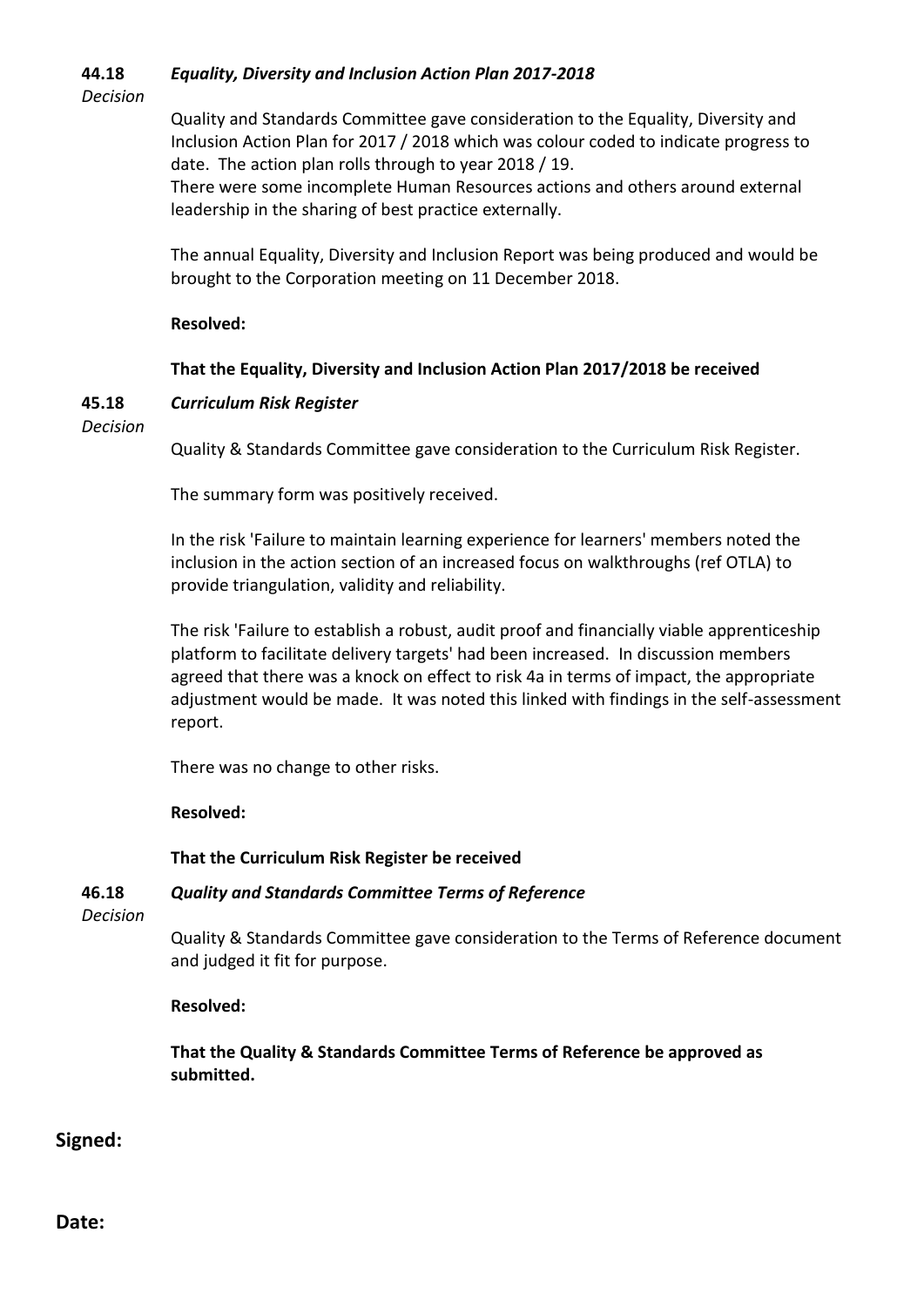**44.18** ***Equality, Diversity and Inclusion Action Plan 2017-2018***

*Decision*

Quality and Standards Committee gave consideration to the Equality, Diversity and Inclusion Action Plan for 2017 / 2018 which was colour coded to indicate progress to date. The action plan rolls through to year 2018 / 19.
There were some incomplete Human Resources actions and others around external leadership in the sharing of best practice externally.

The annual Equality, Diversity and Inclusion Report was being produced and would be brought to the Corporation meeting on 11 December 2018.

**Resolved:**

**That the Equality, Diversity and Inclusion Action Plan 2017/2018 be received**

**45.18** ***Curriculum Risk Register***

*Decision*

Quality & Standards Committee gave consideration to the Curriculum Risk Register.

The summary form was positively received.

In the risk 'Failure to maintain learning experience for learners' members noted the inclusion in the action section of an increased focus on walkthroughs (ref OTLA) to provide triangulation, validity and reliability.

The risk 'Failure to establish a robust, audit proof and financially viable apprenticeship platform to facilitate delivery targets' had been increased. In discussion members agreed that there was a knock on effect to risk 4a in terms of impact, the appropriate adjustment would be made. It was noted this linked with findings in the self-assessment report.

There was no change to other risks.

**Resolved:**

**That the Curriculum Risk Register be received**

**46.18** ***Quality and Standards Committee Terms of Reference***

*Decision*

Quality & Standards Committee gave consideration to the Terms of Reference document and judged it fit for purpose.

**Resolved:**

**That the Quality & Standards Committee Terms of Reference be approved as submitted.**

**Signed:**

**Date:**